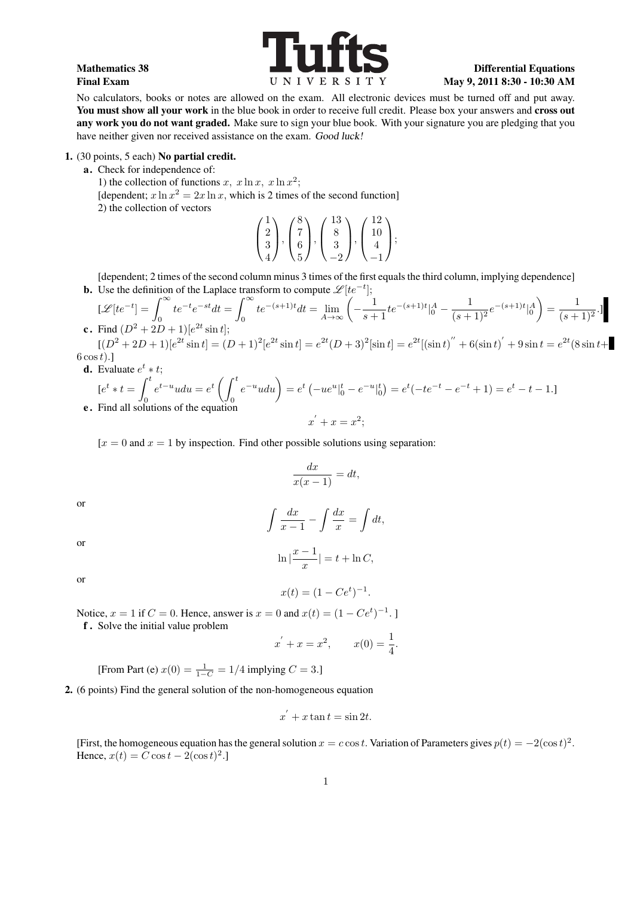**Mathematics 38** **Differential Equations**
**Final Exam** **May 9, 2011 8:30 - 10:30 AM**

No calculators, books or notes are allowed on the exam. All electronic devices must be turned off and put away. **You must show all your work** in the blue book in order to receive full credit. Please box your answers and **cross out any work you do not want graded.** Make sure to sign your blue book. With your signature you are pledging that you have neither given nor received assistance on the exam. *Good luck!*

**1.** (30 points, 5 each) **No partial credit.**

**a.** Check for independence of:

1) the collection of functions $x,\ x\ln x,\ x\ln x^2$;

[dependent; $x\ln x^2 = 2x\ln x$, which is 2 times of the second function]

2) the collection of vectors

$$\begin{pmatrix}1\\2\\3\\4\end{pmatrix}, \begin{pmatrix}8\\7\\6\\5\end{pmatrix}, \begin{pmatrix}13\\8\\3\\-2\end{pmatrix}, \begin{pmatrix}12\\10\\4\\-1\end{pmatrix};$$

[dependent; 2 times of the second column minus 3 times of the first equals the third column, implying dependence]

**b.** Use the definition of the Laplace transform to compute $\mathscr{L}[te^{-t}]$;

$[\mathscr{L}[te^{-t}] = \int_0^\infty te^{-t}e^{-st}dt = \int_0^\infty te^{-(s+1)t}dt = \lim_{A\to\infty}\left(-\frac{1}{s+1}te^{-(s+1)t}|_0^A - \frac{1}{(s+1)^2}e^{-(s+1)t}|_0^A\right) = \frac{1}{(s+1)^2}.]$

**c.** Find $(D^2+2D+1)[e^{2t}\sin t]$;

$[(D^2+2D+1)[e^{2t}\sin t] = (D+1)^2[e^{2t}\sin t] = e^{2t}(D+3)^2[\sin t] = e^{2t}[(\sin t)'' + 6(\sin t)' + 9\sin t = e^{2t}(8\sin t + 6\cos t).]$

**d.** Evaluate $e^t * t$;

$[e^t * t = \int_0^t e^{t-u}udu = e^t\left(\int_0^t e^{-u}udu\right) = e^t\left(-ue^u|_0^t - e^{-u}|_0^t\right) = e^t(-te^{-t} - e^{-t} + 1) = e^t - t - 1.]$

**e.** Find all solutions of the equation

$$x' + x = x^2;$$

[$x = 0$ and $x = 1$ by inspection. Find other possible solutions using separation:

$$\frac{dx}{x(x-1)} = dt,$$

or

$$\int\frac{dx}{x-1} - \int\frac{dx}{x} = \int dt,$$

or

$$\ln|\frac{x-1}{x}| = t + \ln C,$$

or

$$x(t) = (1 - Ce^t)^{-1}.$$

Notice, $x = 1$ if $C = 0$. Hence, answer is $x = 0$ and $x(t) = (1 - Ce^t)^{-1}$. ]

**f.** Solve the initial value problem

$$x' + x = x^2, \qquad x(0) = \frac{1}{4}.$$

[From Part (e) $x(0) = \frac{1}{1-C} = 1/4$ implying $C = 3$.]

**2.** (6 points) Find the general solution of the non-homogeneous equation

$$x' + x\tan t = \sin 2t.$$

[First, the homogeneous equation has the general solution $x = c\cos t$. Variation of Parameters gives $p(t) = -2(\cos t)^2$. Hence, $x(t) = C\cos t - 2(\cos t)^2$.]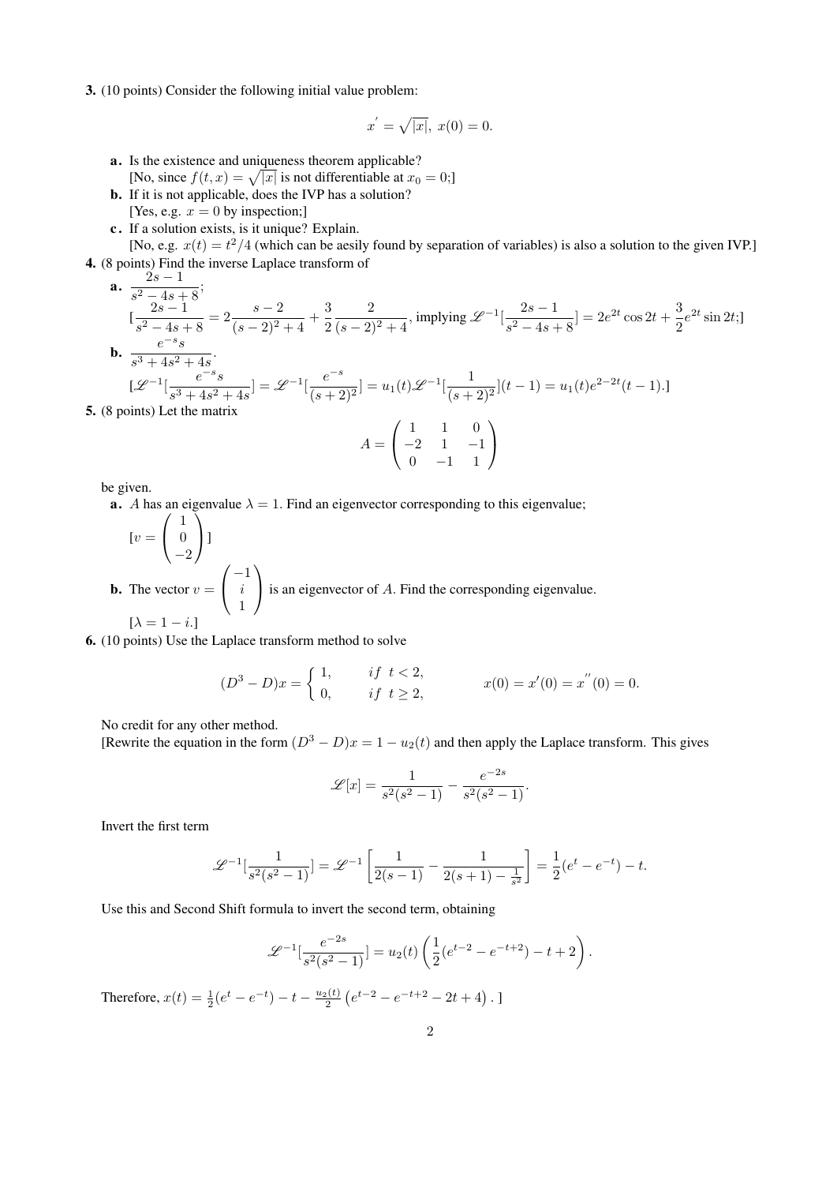**3.** (10 points) Consider the following initial value problem:

$$x' = \sqrt{|x|},\ x(0) = 0.$$

**a.** Is the existence and uniqueness theorem applicable?
[No, since $f(t,x) = \sqrt{|x|}$ is not differentiable at $x_0 = 0$;]

**b.** If it is not applicable, does the IVP has a solution?
[Yes, e.g. $x = 0$ by inspection;]

**c.** If a solution exists, is it unique? Explain.
[No, e.g. $x(t) = t^2/4$ (which can be aesily found by separation of variables) is also a solution to the given IVP.]

**4.** (8 points) Find the inverse Laplace transform of

**a.** $\dfrac{2s-1}{s^2-4s+8}$;
[$\dfrac{2s-1}{s^2-4s+8} = 2\dfrac{s-2}{(s-2)^2+4} + \dfrac{3}{2}\dfrac{2}{(s-2)^2+4}$, implying $\mathscr{L}^{-1}[\dfrac{2s-1}{s^2-4s+8}] = 2e^{2t}\cos 2t + \dfrac{3}{2}e^{2t}\sin 2t$;]

**b.** $\dfrac{e^{-s}s}{s^3+4s^2+4s}$.
[$\mathscr{L}^{-1}[\dfrac{e^{-s}s}{s^3+4s^2+4s}] = \mathscr{L}^{-1}[\dfrac{e^{-s}}{(s+2)^2}] = u_1(t)\mathscr{L}^{-1}[\dfrac{1}{(s+2)^2}](t-1) = u_1(t)e^{2-2t}(t-1)$.]

**5.** (8 points) Let the matrix

$$A = \begin{pmatrix} 1 & 1 & 0 \\ -2 & 1 & -1 \\ 0 & -1 & 1 \end{pmatrix}$$

be given.

**a.** $A$ has an eigenvalue $\lambda = 1$. Find an eigenvector corresponding to this eigenvalue;
[$v = \begin{pmatrix} 1 \\ 0 \\ -2 \end{pmatrix}$]

**b.** The vector $v = \begin{pmatrix} -1 \\ i \\ 1 \end{pmatrix}$ is an eigenvector of $A$. Find the corresponding eigenvalue.
[$\lambda = 1 - i$.]

**6.** (10 points) Use the Laplace transform method to solve

$$(D^3 - D)x = \begin{cases} 1, & if\ \ t < 2, \\ 0, & if\ \ t \geq 2, \end{cases} \qquad x(0) = x'(0) = x''(0) = 0.$$

No credit for any other method.
[Rewrite the equation in the form $(D^3 - D)x = 1 - u_2(t)$ and then apply the Laplace transform. This gives

$$\mathscr{L}[x] = \frac{1}{s^2(s^2-1)} - \frac{e^{-2s}}{s^2(s^2-1)}.$$

Invert the first term

$$\mathscr{L}^{-1}[\frac{1}{s^2(s^2-1)}] = \mathscr{L}^{-1}\left[\frac{1}{2(s-1)} - \frac{1}{2(s+1) - \frac{1}{s^2}}\right] = \frac{1}{2}(e^t - e^{-t}) - t.$$

Use this and Second Shift formula to invert the second term, obtaining

$$\mathscr{L}^{-1}[\frac{e^{-2s}}{s^2(s^2-1)}] = u_2(t)\left(\frac{1}{2}(e^{t-2} - e^{-t+2}) - t + 2\right).$$

Therefore, $x(t) = \frac{1}{2}(e^t - e^{-t}) - t - \frac{u_2(t)}{2}\left(e^{t-2} - e^{-t+2} - 2t + 4\right)$. ]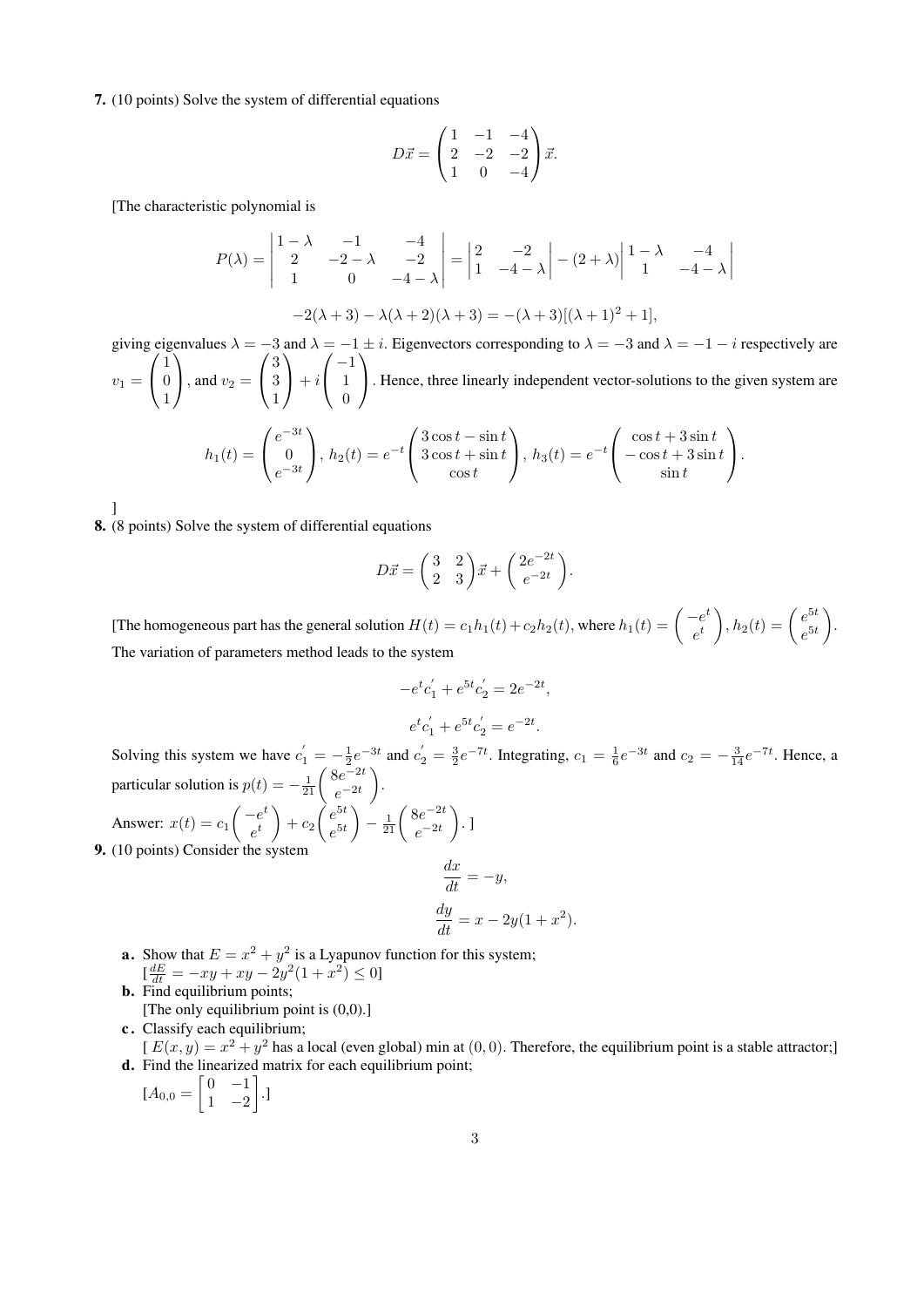**7.** (10 points) Solve the system of differential equations

$$D\vec{x} = \begin{pmatrix} 1 & -1 & -4 \\ 2 & -2 & -2 \\ 1 & 0 & -4 \end{pmatrix} \vec{x}.$$

[The characteristic polynomial is

$$P(\lambda) = \begin{vmatrix} 1-\lambda & -1 & -4 \\ 2 & -2-\lambda & -2 \\ 1 & 0 & -4-\lambda \end{vmatrix} = \begin{vmatrix} 2 & -2 \\ 1 & -4-\lambda \end{vmatrix} - (2+\lambda) \begin{vmatrix} 1-\lambda & -4 \\ 1 & -4-\lambda \end{vmatrix}$$

$$-2(\lambda+3) - \lambda(\lambda+2)(\lambda+3) = -(\lambda+3)[(\lambda+1)^2+1],$$

giving eigenvalues $\lambda = -3$ and $\lambda = -1 \pm i$. Eigenvectors corresponding to $\lambda = -3$ and $\lambda = -1-i$ respectively are $v_1 = \begin{pmatrix} 1 \\ 0 \\ 1 \end{pmatrix}$, and $v_2 = \begin{pmatrix} 3 \\ 3 \\ 1 \end{pmatrix} + i \begin{pmatrix} -1 \\ 1 \\ 0 \end{pmatrix}$. Hence, three linearly independent vector-solutions to the given system are

$$h_1(t) = \begin{pmatrix} e^{-3t} \\ 0 \\ e^{-3t} \end{pmatrix},\ h_2(t) = e^{-t} \begin{pmatrix} 3\cos t - \sin t \\ 3\cos t + \sin t \\ \cos t \end{pmatrix},\ h_3(t) = e^{-t} \begin{pmatrix} \cos t + 3\sin t \\ -\cos t + 3\sin t \\ \sin t \end{pmatrix}.$$

]

**8.** (8 points) Solve the system of differential equations

$$D\vec{x} = \begin{pmatrix} 3 & 2 \\ 2 & 3 \end{pmatrix} \vec{x} + \begin{pmatrix} 2e^{-2t} \\ e^{-2t} \end{pmatrix}.$$

[The homogeneous part has the general solution $H(t) = c_1 h_1(t) + c_2 h_2(t)$, where $h_1(t) = \begin{pmatrix} -e^t \\ e^t \end{pmatrix}$, $h_2(t) = \begin{pmatrix} e^{5t} \\ e^{5t} \end{pmatrix}$. The variation of parameters method leads to the system

$$-e^t c_1' + e^{5t} c_2' = 2e^{-2t},$$

$$e^t c_1' + e^{5t} c_2' = e^{-2t}.$$

Solving this system we have $c_1' = -\frac{1}{2}e^{-3t}$ and $c_2' = \frac{3}{2}e^{-7t}$. Integrating, $c_1 = \frac{1}{6}e^{-3t}$ and $c_2 = -\frac{3}{14}e^{-7t}$. Hence, a particular solution is $p(t) = -\frac{1}{21}\begin{pmatrix} 8e^{-2t} \\ e^{-2t} \end{pmatrix}$.

Answer: $x(t) = c_1 \begin{pmatrix} -e^t \\ e^t \end{pmatrix} + c_2 \begin{pmatrix} e^{5t} \\ e^{5t} \end{pmatrix} - \frac{1}{21}\begin{pmatrix} 8e^{-2t} \\ e^{-2t} \end{pmatrix}$. ]

**9.** (10 points) Consider the system

$$\frac{dx}{dt} = -y,$$

$$\frac{dy}{dt} = x - 2y(1+x^2).$$

**a.** Show that $E = x^2 + y^2$ is a Lyapunov function for this system;
[$\frac{dE}{dt} = -xy + xy - 2y^2(1+x^2) \le 0$]

**b.** Find equilibrium points;
[The only equilibrium point is (0,0).]

**c.** Classify each equilibrium;
[ $E(x,y) = x^2 + y^2$ has a local (even global) min at $(0,0)$. Therefore, the equilibrium point is a stable attractor;]

**d.** Find the linearized matrix for each equilibrium point;
[$A_{0,0} = \begin{bmatrix} 0 & -1 \\ 1 & -2 \end{bmatrix}$.]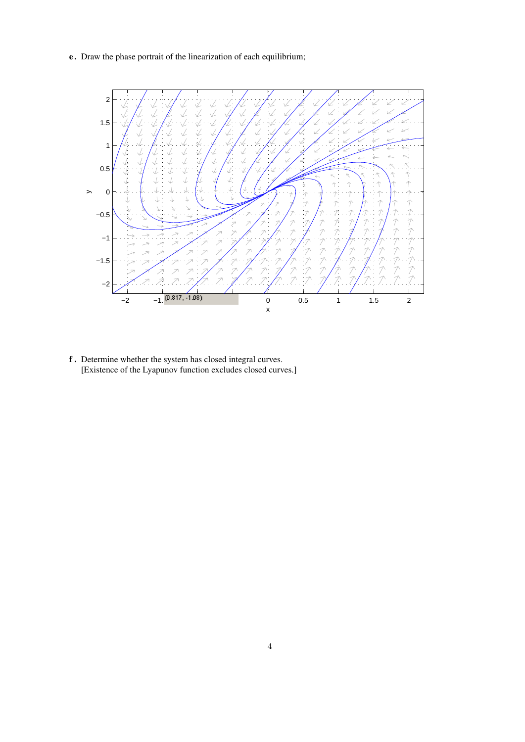**e.** Draw the phase portrait of the linearization of each equilibrium;

2
1.5
1
0.5
0
−0.5
−1
−1.5
−2
y
−2
−1.5
(0.817, -1.08)
0
0.5
1
1.5
2
x

**f.** Determine whether the system has closed integral curves.
[Existence of the Lyapunov function excludes closed curves.]